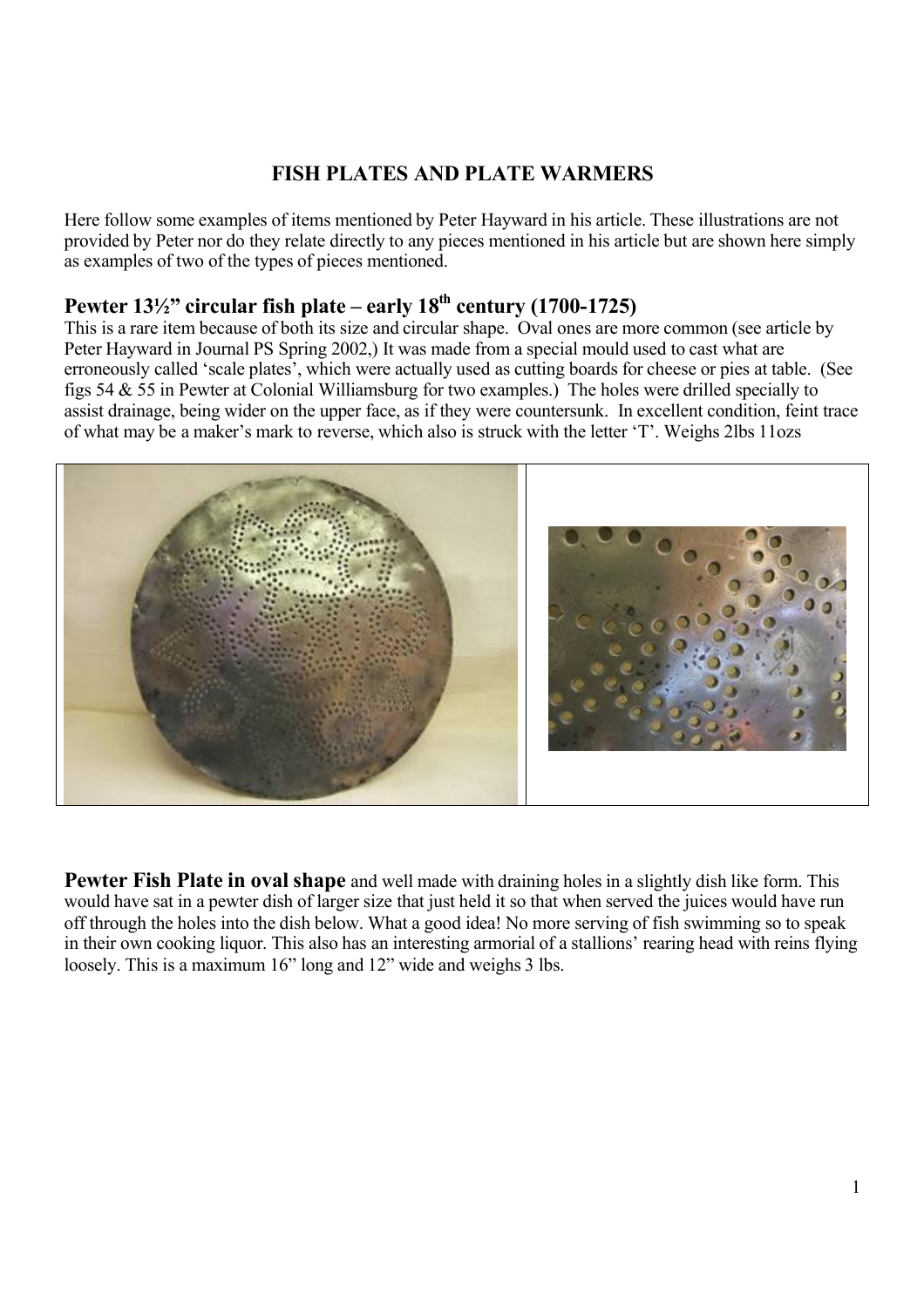# FISH PLATES AND PLATE WARMERS

Here follow some examples of items mentioned by Peter Hayward in his article. These illustrations are not provided by Peter nor do they relate directly to any pieces mentioned in his article but are shown here simply as examples of two of the types of pieces mentioned.

## Pewter 13½" circular fish plate – early 18th century (1700-1725)

This is a rare item because of both its size and circular shape. Oval ones are more common (see article by Peter Hayward in Journal PS Spring 2002,) It was made from a special mould used to cast what are erroneously called 'scale plates', which were actually used as cutting boards for cheese or pies at table. (See figs 54 & 55 in Pewter at Colonial Williamsburg for two examples.) The holes were drilled specially to assist drainage, being wider on the upper face, as if they were countersunk. In excellent condition, feint trace of what may be a maker's mark to reverse, which also is struck with the letter 'T'. Weighs 2lbs 11ozs

**Pewter Fish Plate in oval shape** and well made with draining holes in a slightly dish like form. This would have sat in a pewter dish of larger size that just held it so that when served the juices would have run off through the holes into the dish below. What a good idea! No more serving of fish swimming so to speak in their own cooking liquor. This also has an interesting armorial of a stallions' rearing head with reins flying loosely. This is a maximum 16" long and 12" wide and weighs 3 lbs.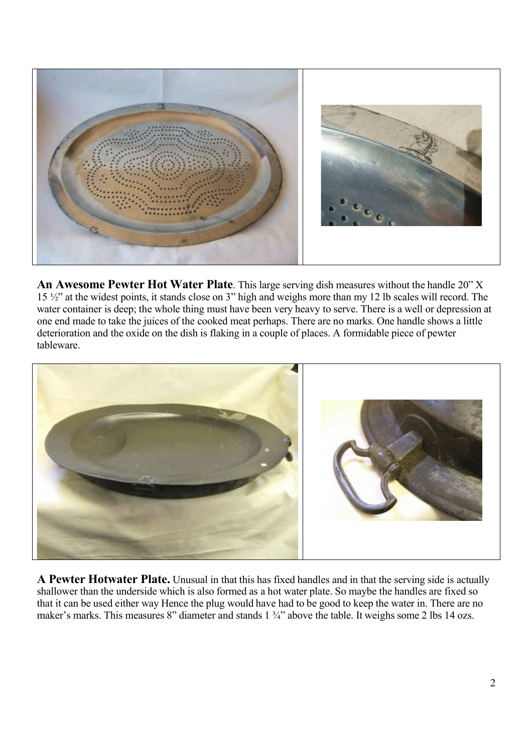**An Awesome Pewter Hot Water Plate**. This large serving dish measures without the handle 20" X 15 ½" at the widest points, it stands close on 3" high and weighs more than my 12 lb scales will record. The water container is deep; the whole thing must have been very heavy to serve. There is a well or depression at one end made to take the juices of the cooked meat perhaps. There are no marks. One handle shows a little deterioration and the oxide on the dish is flaking in a couple of places. A formidable piece of pewter tableware.

**A Pewter Hotwater Plate.** Unusual in that this has fixed handles and in that the serving side is actually shallower than the underside which is also formed as a hot water plate. So maybe the handles are fixed so that it can be used either way Hence the plug would have had to be good to keep the water in. There are no maker's marks. This measures 8" diameter and stands 1 ¾" above the table. It weighs some 2 lbs 14 ozs.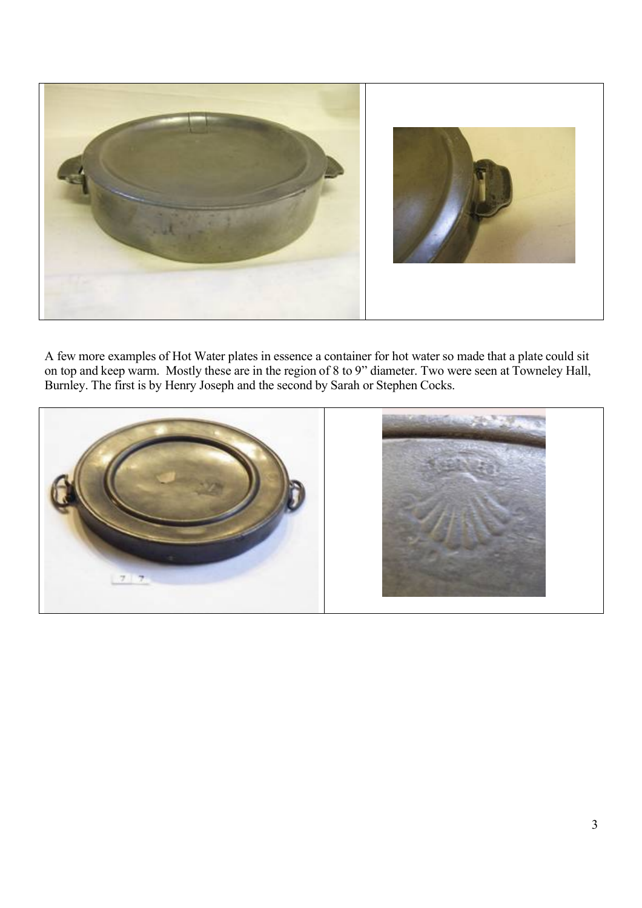A few more examples of Hot Water plates in essence a container for hot water so made that a plate could sit on top and keep warm. Mostly these are in the region of 8 to 9" diameter. Two were seen at Towneley Hall, Burnley. The first is by Henry Joseph and the second by Sarah or Stephen Cocks.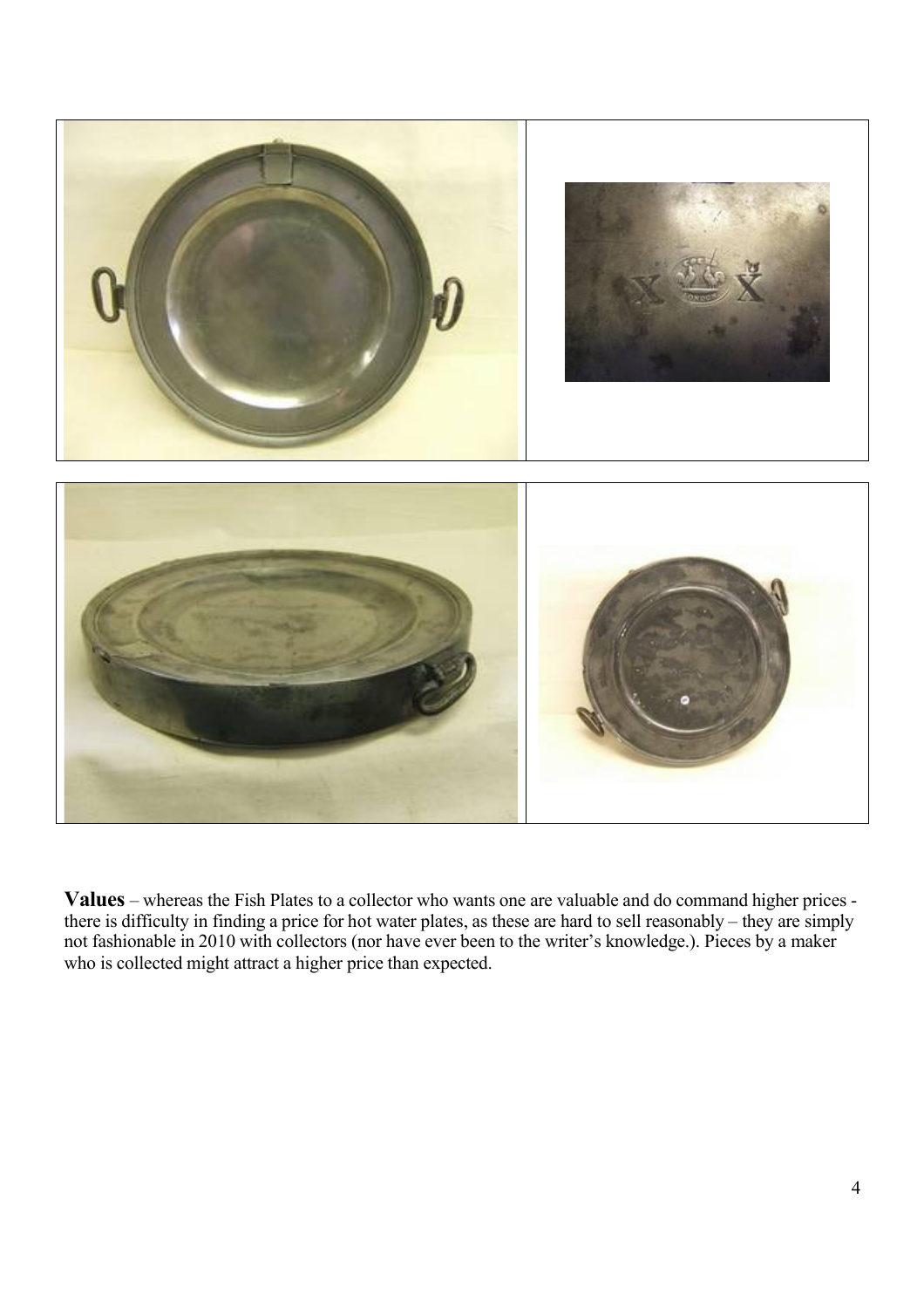**Values** – whereas the Fish Plates to a collector who wants one are valuable and do command higher prices - there is difficulty in finding a price for hot water plates, as these are hard to sell reasonably – they are simply not fashionable in 2010 with collectors (nor have ever been to the writer's knowledge.). Pieces by a maker who is collected might attract a higher price than expected.